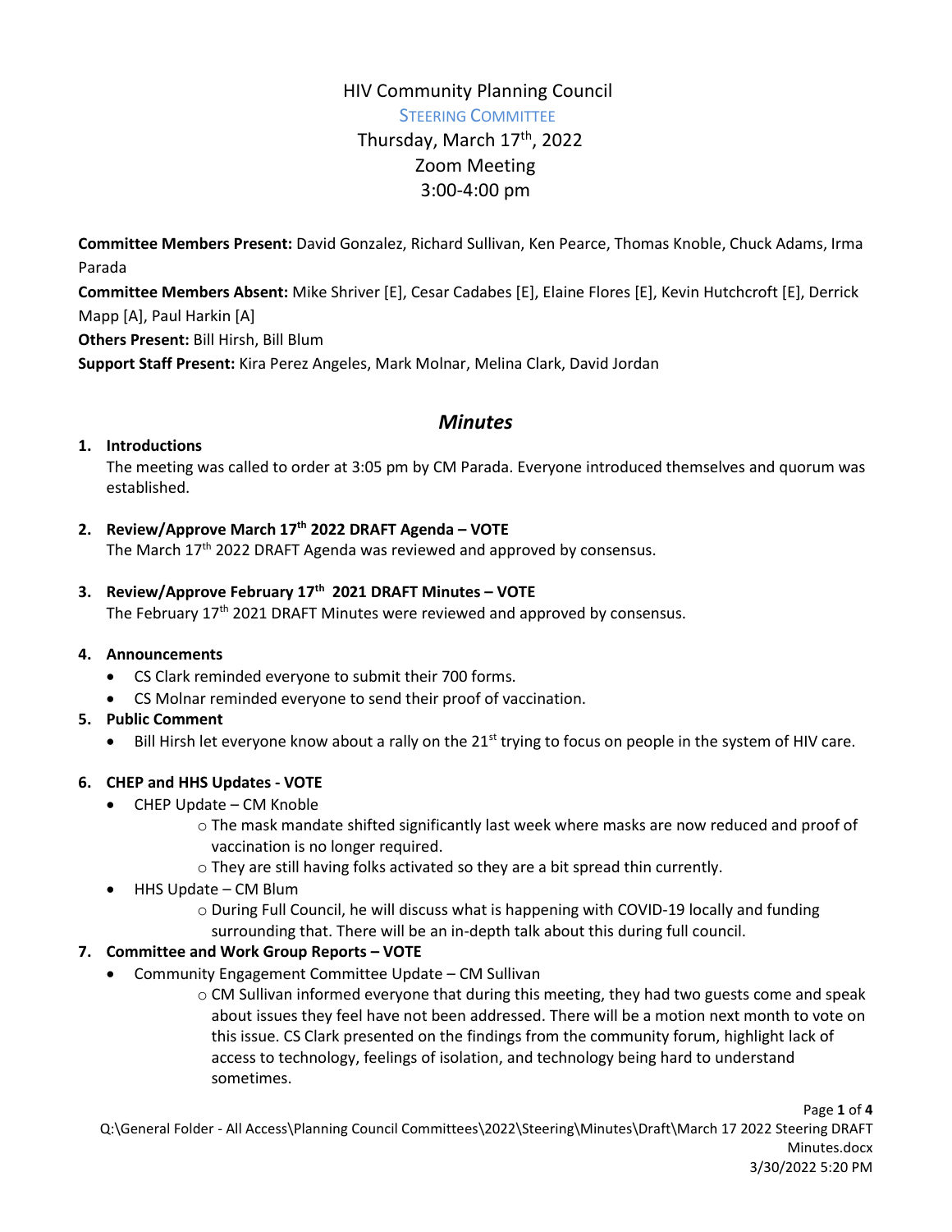# HIV Community Planning Council

## Steering Committee

Thursday, March 17th, 2022
Zoom Meeting
3:00-4:00 pm

**Committee Members Present:** David Gonzalez, Richard Sullivan, Ken Pearce, Thomas Knoble, Chuck Adams, Irma Parada

**Committee Members Absent:** Mike Shriver [E], Cesar Cadabes [E], Elaine Flores [E], Kevin Hutchcroft [E], Derrick Mapp [A], Paul Harkin [A]

**Others Present:** Bill Hirsh, Bill Blum

**Support Staff Present:** Kira Perez Angeles, Mark Molnar, Melina Clark, David Jordan

## *Minutes*

1. **Introductions**
   The meeting was called to order at 3:05 pm by CM Parada. Everyone introduced themselves and quorum was established.

2. **Review/Approve March 17th 2022 DRAFT Agenda – VOTE**
   The March 17th 2022 DRAFT Agenda was reviewed and approved by consensus.

3. **Review/Approve February 17th 2021 DRAFT Minutes – VOTE**
   The February 17th 2021 DRAFT Minutes were reviewed and approved by consensus.

4. **Announcements**
   - CS Clark reminded everyone to submit their 700 forms.
   - CS Molnar reminded everyone to send their proof of vaccination.

5. **Public Comment**
   - Bill Hirsh let everyone know about a rally on the 21st trying to focus on people in the system of HIV care.

6. **CHEP and HHS Updates - VOTE**
   - CHEP Update – CM Knoble
     - The mask mandate shifted significantly last week where masks are now reduced and proof of vaccination is no longer required.
     - They are still having folks activated so they are a bit spread thin currently.
   - HHS Update – CM Blum
     - During Full Council, he will discuss what is happening with COVID-19 locally and funding surrounding that. There will be an in-depth talk about this during full council.

7. **Committee and Work Group Reports – VOTE**
   - Community Engagement Committee Update – CM Sullivan
     - CM Sullivan informed everyone that during this meeting, they had two guests come and speak about issues they feel have not been addressed. There will be a motion next month to vote on this issue. CS Clark presented on the findings from the community forum, highlight lack of access to technology, feelings of isolation, and technology being hard to understand sometimes.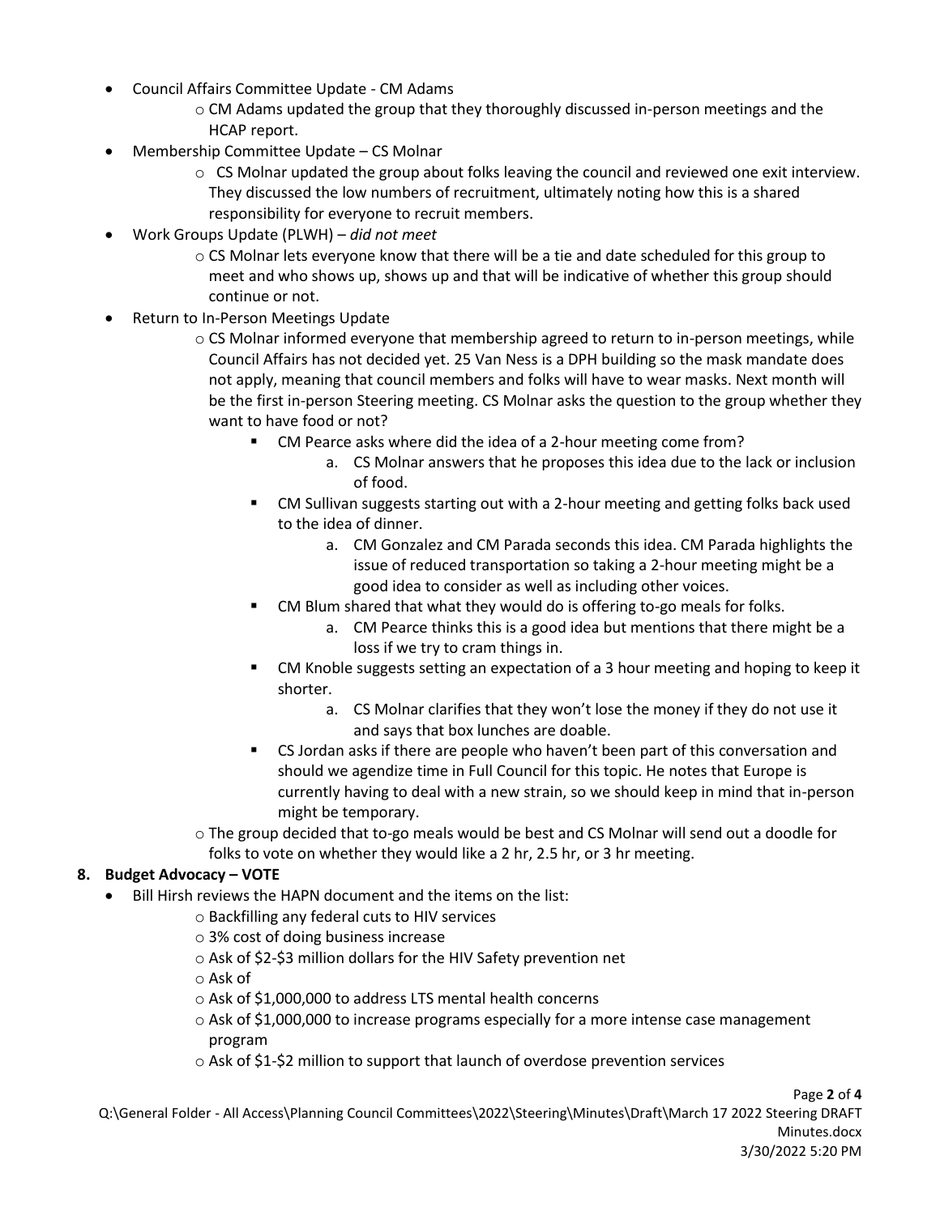- Council Affairs Committee Update - CM Adams
  - CM Adams updated the group that they thoroughly discussed in-person meetings and the HCAP report.
- Membership Committee Update – CS Molnar
  - CS Molnar updated the group about folks leaving the council and reviewed one exit interview. They discussed the low numbers of recruitment, ultimately noting how this is a shared responsibility for everyone to recruit members.
- Work Groups Update (PLWH) – *did not meet*
  - CS Molnar lets everyone know that there will be a tie and date scheduled for this group to meet and who shows up, shows up and that will be indicative of whether this group should continue or not.
- Return to In-Person Meetings Update
  - CS Molnar informed everyone that membership agreed to return to in-person meetings, while Council Affairs has not decided yet. 25 Van Ness is a DPH building so the mask mandate does not apply, meaning that council members and folks will have to wear masks. Next month will be the first in-person Steering meeting. CS Molnar asks the question to the group whether they want to have food or not?
    - CM Pearce asks where did the idea of a 2-hour meeting come from?
      a. CS Molnar answers that he proposes this idea due to the lack or inclusion of food.
    - CM Sullivan suggests starting out with a 2-hour meeting and getting folks back used to the idea of dinner.
      a. CM Gonzalez and CM Parada seconds this idea. CM Parada highlights the issue of reduced transportation so taking a 2-hour meeting might be a good idea to consider as well as including other voices.
    - CM Blum shared that what they would do is offering to-go meals for folks.
      a. CM Pearce thinks this is a good idea but mentions that there might be a loss if we try to cram things in.
    - CM Knoble suggests setting an expectation of a 3 hour meeting and hoping to keep it shorter.
      a. CS Molnar clarifies that they won't lose the money if they do not use it and says that box lunches are doable.
    - CS Jordan asks if there are people who haven't been part of this conversation and should we agendize time in Full Council for this topic. He notes that Europe is currently having to deal with a new strain, so we should keep in mind that in-person might be temporary.
  - The group decided that to-go meals would be best and CS Molnar will send out a doodle for folks to vote on whether they would like a 2 hr, 2.5 hr, or 3 hr meeting.

**8. Budget Advocacy – VOTE**

- Bill Hirsh reviews the HAPN document and the items on the list:
  - Backfilling any federal cuts to HIV services
  - 3% cost of doing business increase
  - Ask of \$2-\$3 million dollars for the HIV Safety prevention net
  - Ask of
  - Ask of \$1,000,000 to address LTS mental health concerns
  - Ask of \$1,000,000 to increase programs especially for a more intense case management program
  - Ask of \$1-\$2 million to support that launch of overdose prevention services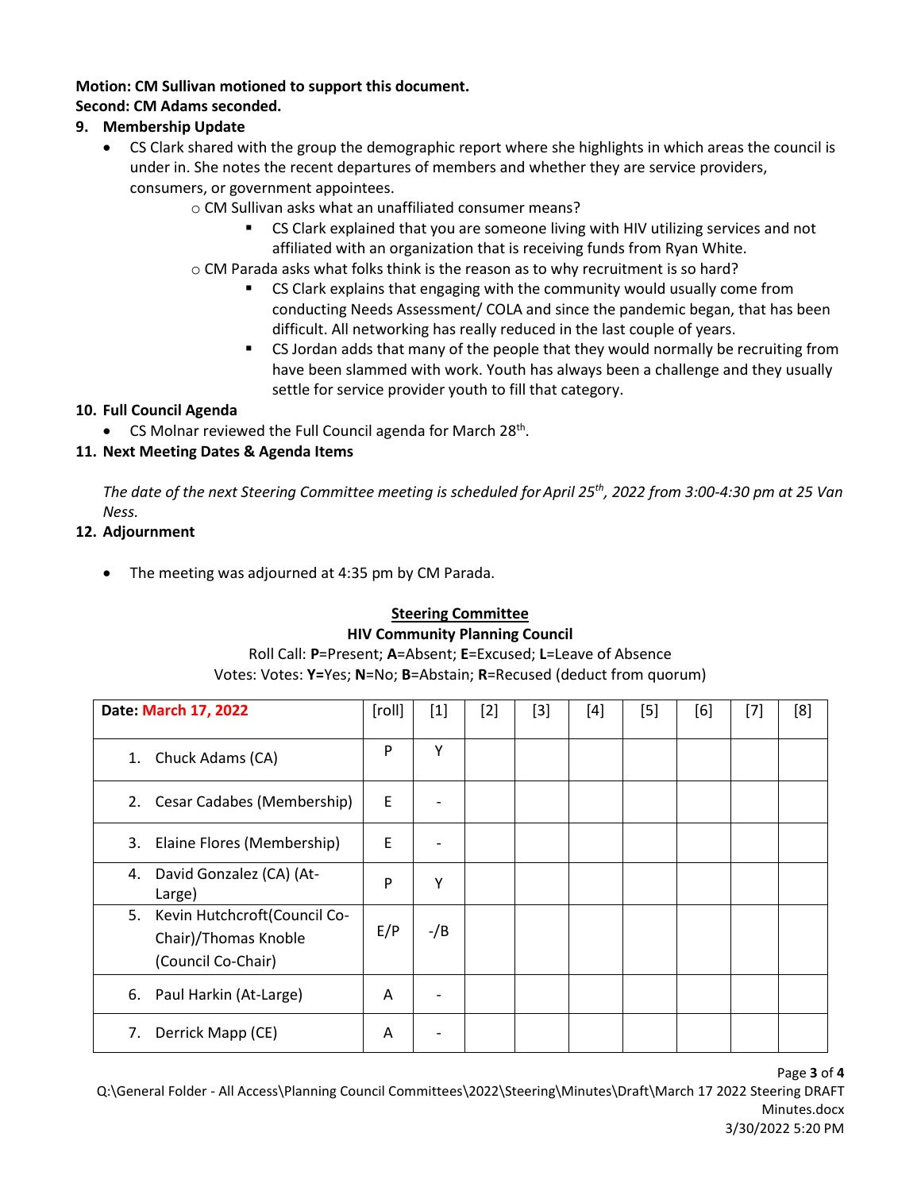**Motion: CM Sullivan motioned to support this document.**
**Second: CM Adams seconded.**

9. **Membership Update**
   - CS Clark shared with the group the demographic report where she highlights in which areas the council is under in. She notes the recent departures of members and whether they are service providers, consumers, or government appointees.
     - CM Sullivan asks what an unaffiliated consumer means?
       - CS Clark explained that you are someone living with HIV utilizing services and not affiliated with an organization that is receiving funds from Ryan White.
     - CM Parada asks what folks think is the reason as to why recruitment is so hard?
       - CS Clark explains that engaging with the community would usually come from conducting Needs Assessment/ COLA and since the pandemic began, that has been difficult. All networking has really reduced in the last couple of years.
       - CS Jordan adds that many of the people that they would normally be recruiting from have been slammed with work. Youth has always been a challenge and they usually settle for service provider youth to fill that category.

10. **Full Council Agenda**
    - CS Molnar reviewed the Full Council agenda for March 28th.

11. **Next Meeting Dates & Agenda Items**

    *The date of the next Steering Committee meeting is scheduled for April 25th, 2022 from 3:00-4:30 pm at 25 Van Ness.*

12. **Adjournment**

    - The meeting was adjourned at 4:35 pm by CM Parada.

**Steering Committee**

**HIV Community Planning Council**

Roll Call: **P**=Present; **A**=Absent; **E**=Excused; **L**=Leave of Absence

Votes: Votes: **Y**=Yes; **N**=No; **B**=Abstain; **R**=Recused (deduct from quorum)

| **Date: March 17, 2022** | [roll] | [1] | [2] | [3] | [4] | [5] | [6] | [7] | [8] |
|---|---|---|---|---|---|---|---|---|---|
| 1. Chuck Adams (CA) | P | Y | | | | | | | |
| 2. Cesar Cadabes (Membership) | E | - | | | | | | | |
| 3. Elaine Flores (Membership) | E | - | | | | | | | |
| 4. David Gonzalez (CA) (At-Large) | P | Y | | | | | | | |
| 5. Kevin Hutchcroft(Council Co-Chair)/Thomas Knoble (Council Co-Chair) | E/P | -/B | | | | | | | |
| 6. Paul Harkin (At-Large) | A | - | | | | | | | |
| 7. Derrick Mapp (CE) | A | - | | | | | | | |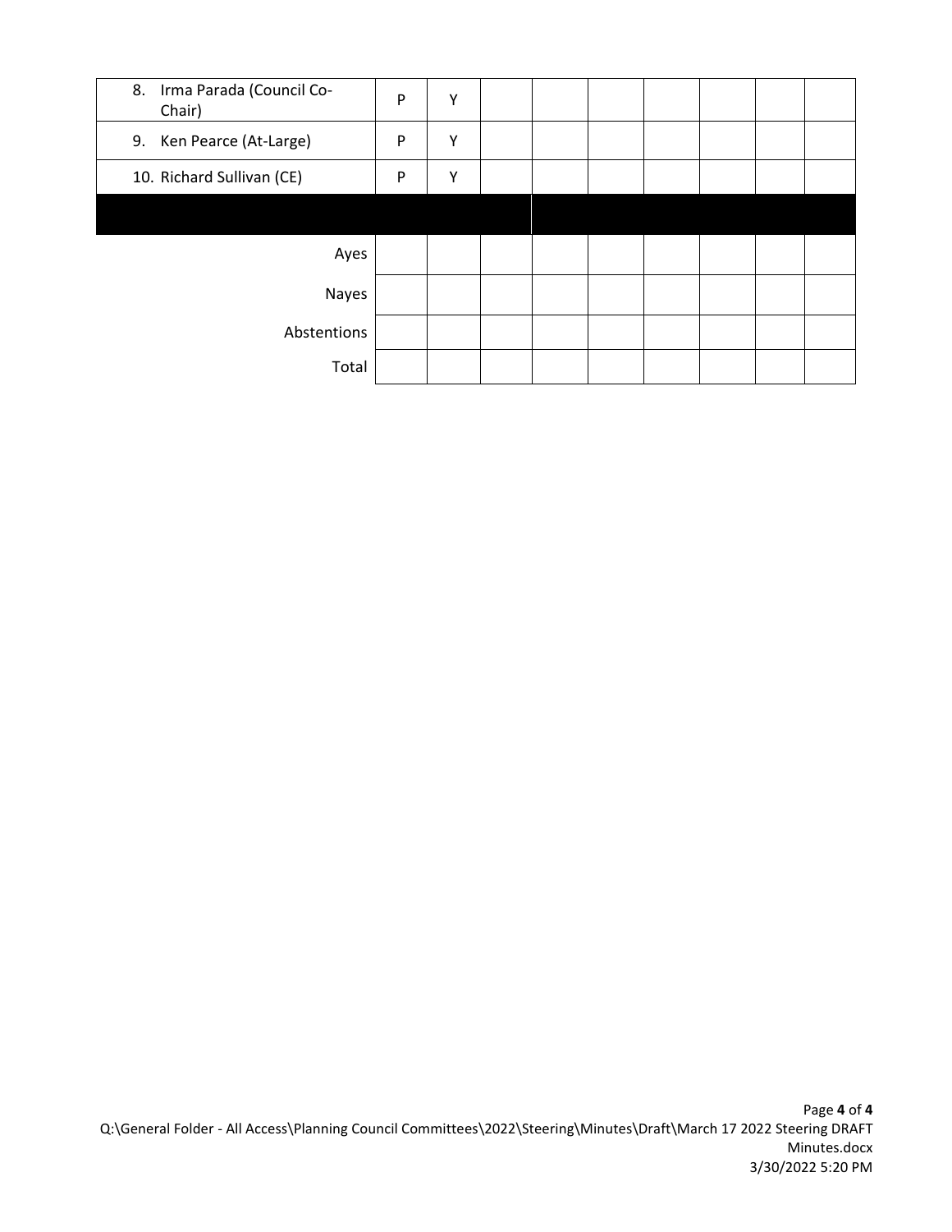| | | | | | | | | | |
|---|---|---|---|---|---|---|---|---|---|
| 8. Irma Parada (Council Co-Chair) | P | Y | | | | | | | |
| 9. Ken Pearce (At-Large) | P | Y | | | | | | | |
| 10. Richard Sullivan (CE) | P | Y | | | | | | | |
| | | | | | | | | | |
| Ayes | | | | | | | | | |
| Nayes | | | | | | | | | |
| Abstentions | | | | | | | | | |
| Total | | | | | | | | | |

Q:\General Folder - All Access\Planning Council Committees\2022\Steering\Minutes\Draft\March 17 2022 Steering DRAFT Minutes.docx
3/30/2022 5:20 PM